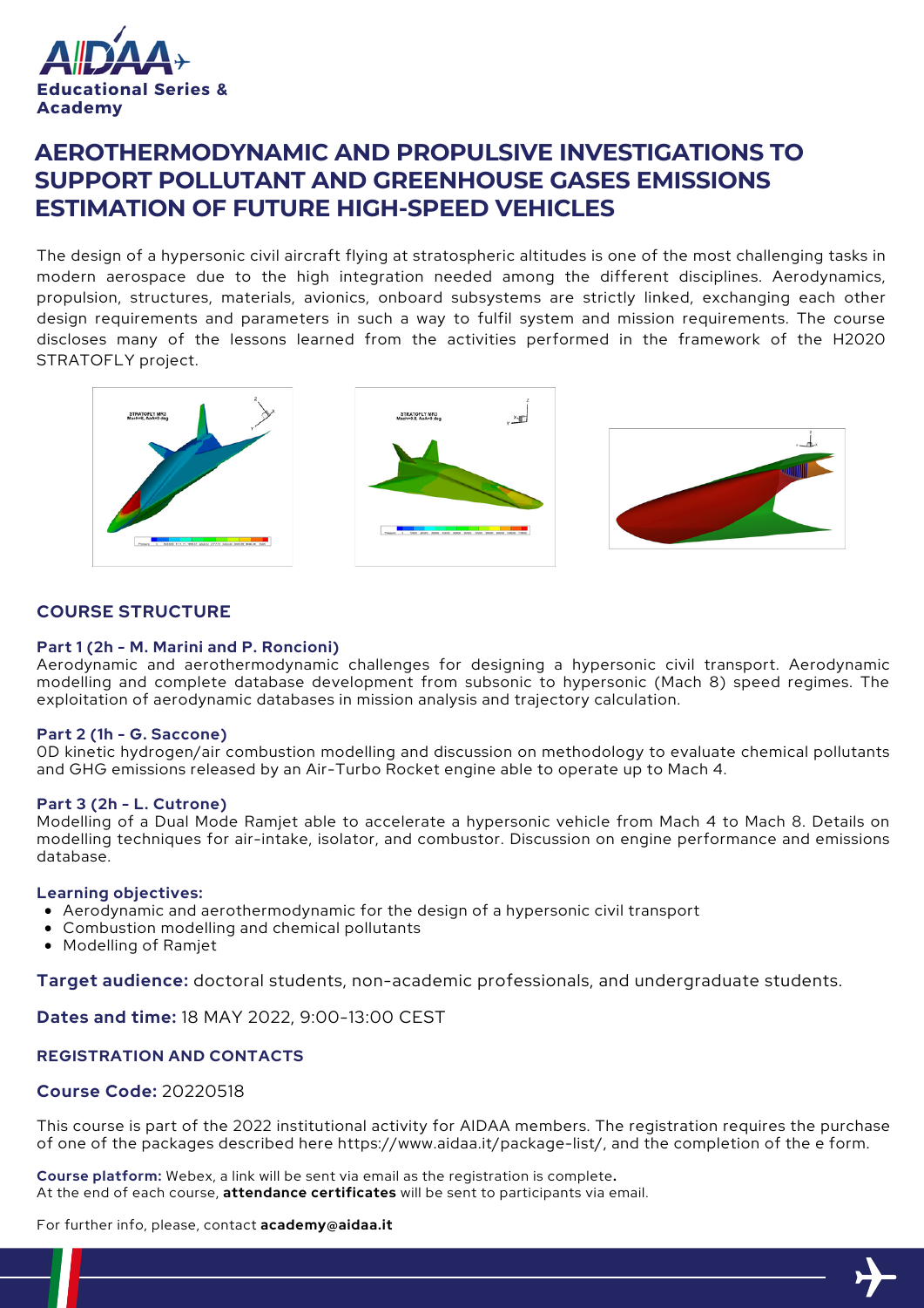AIDAA Educational Series & Academy

# AERODYNAMIC AND PROPULSIVE INVESTIGATIONS TO SUPPORT POLLUTANT AND GREENHOUSE GASES EMISSIONS ESTIMATION OF FUTURE HIGH-SPEED VEHICLES

The design of a hypersonic civil aircraft flying at stratospheric altitudes is one of the most challenging tasks in modern aerospace due to the high integration needed among the different disciplines. Aerodynamics, propulsion, structures, materials, avionics, onboard subsystems are strictly linked, exchanging each other design requirements and parameters in such a way to fulfil system and mission requirements. The course discloses many of the lessons learned from the activities performed in the framework of the H2020 STRATOFLY project.

## COURSE STRUCTURE

**Part 1 (2h - M. Marini and P. Roncioni)**
Aerodynamic and aerothermodynamic challenges for designing a hypersonic civil transport. Aerodynamic modelling and complete database development from subsonic to hypersonic (Mach 8) speed regimes. The exploitation of aerodynamic databases in mission analysis and trajectory calculation.

**Part 2 (1h - G. Saccone)**
0D kinetic hydrogen/air combustion modelling and discussion on methodology to evaluate chemical pollutants and GHG emissions released by an Air-Turbo Rocket engine able to operate up to Mach 4.

**Part 3 (2h - L. Cutrone)**
Modelling of a Dual Mode Ramjet able to accelerate a hypersonic vehicle from Mach 4 to Mach 8. Details on modelling techniques for air-intake, isolator, and combustor. Discussion on engine performance and emissions database.

**Learning objectives:**

- Aerodynamic and aerothermodynamic for the design of a hypersonic civil transport
- Combustion modelling and chemical pollutants
- Modelling of Ramjet

**Target audience:** doctoral students, non-academic professionals, and undergraduate students.

**Dates and time:** 18 MAY 2022, 9:00-13:00 CEST

## REGISTRATION AND CONTACTS

**Course Code:** 20220518

This course is part of the 2022 institutional activity for AIDAA members. The registration requires the purchase of one of the packages described here https://www.aidaa.it/package-list/, and the completion of the e form.

**Course platform:** Webex, a link will be sent via email as the registration is complete.
At the end of each course, **attendance certificates** will be sent to participants via email.

For further info, please, contact **academy@aidaa.it**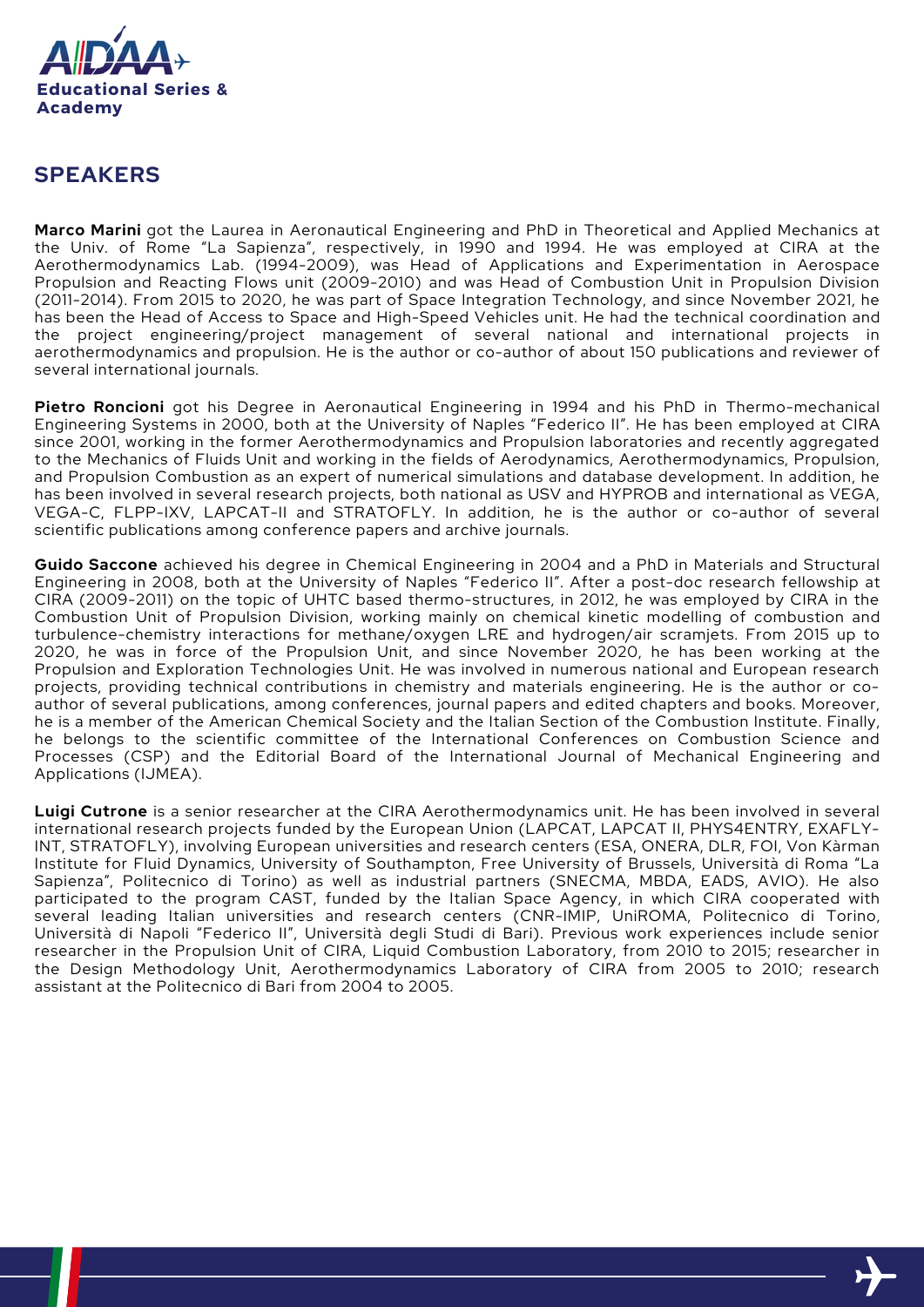## SPEAKERS

**Marco Marini** got the Laurea in Aeronautical Engineering and PhD in Theoretical and Applied Mechanics at the Univ. of Rome "La Sapienza", respectively, in 1990 and 1994. He was employed at CIRA at the Aerothermodynamics Lab. (1994-2009), was Head of Applications and Experimentation in Aerospace Propulsion and Reacting Flows unit (2009-2010) and was Head of Combustion Unit in Propulsion Division (2011-2014). From 2015 to 2020, he was part of Space Integration Technology, and since November 2021, he has been the Head of Access to Space and High-Speed Vehicles unit. He had the technical coordination and the project engineering/project management of several national and international projects in aerothermodynamics and propulsion. He is the author or co-author of about 150 publications and reviewer of several international journals.

**Pietro Roncioni** got his Degree in Aeronautical Engineering in 1994 and his PhD in Thermo-mechanical Engineering Systems in 2000, both at the University of Naples "Federico II". He has been employed at CIRA since 2001, working in the former Aerothermodynamics and Propulsion laboratories and recently aggregated to the Mechanics of Fluids Unit and working in the fields of Aerodynamics, Aerothermodynamics, Propulsion, and Propulsion Combustion as an expert of numerical simulations and database development. In addition, he has been involved in several research projects, both national as USV and HYPROB and international as VEGA, VEGA-C, FLPP-IXV, LAPCAT-II and STRATOFLY. In addition, he is the author or co-author of several scientific publications among conference papers and archive journals.

**Guido Saccone** achieved his degree in Chemical Engineering in 2004 and a PhD in Materials and Structural Engineering in 2008, both at the University of Naples "Federico II". After a post-doc research fellowship at CIRA (2009-2011) on the topic of UHTC based thermo-structures, in 2012, he was employed by CIRA in the Combustion Unit of Propulsion Division, working mainly on chemical kinetic modelling of combustion and turbulence-chemistry interactions for methane/oxygen LRE and hydrogen/air scramjets. From 2015 up to 2020, he was in force of the Propulsion Unit, and since November 2020, he has been working at the Propulsion and Exploration Technologies Unit. He was involved in numerous national and European research projects, providing technical contributions in chemistry and materials engineering. He is the author or co-author of several publications, among conferences, journal papers and edited chapters and books. Moreover, he is a member of the American Chemical Society and the Italian Section of the Combustion Institute. Finally, he belongs to the scientific committee of the International Conferences on Combustion Science and Processes (CSP) and the Editorial Board of the International Journal of Mechanical Engineering and Applications (IJMEA).

**Luigi Cutrone** is a senior researcher at the CIRA Aerothermodynamics unit. He has been involved in several international research projects funded by the European Union (LAPCAT, LAPCAT II, PHYS4ENTRY, EXAFLY-INT, STRATOFLY), involving European universities and research centers (ESA, ONERA, DLR, FOI, Von Kàrman Institute for Fluid Dynamics, University of Southampton, Free University of Brussels, Università di Roma "La Sapienza", Politecnico di Torino) as well as industrial partners (SNECMA, MBDA, EADS, AVIO). He also participated to the program CAST, funded by the Italian Space Agency, in which CIRA cooperated with several leading Italian universities and research centers (CNR-IMIP, UniROMA, Politecnico di Torino, Università di Napoli "Federico II", Università degli Studi di Bari). Previous work experiences include senior researcher in the Propulsion Unit of CIRA, Liquid Combustion Laboratory, from 2010 to 2015; researcher in the Design Methodology Unit, Aerothermodynamics Laboratory of CIRA from 2005 to 2010; research assistant at the Politecnico di Bari from 2004 to 2005.